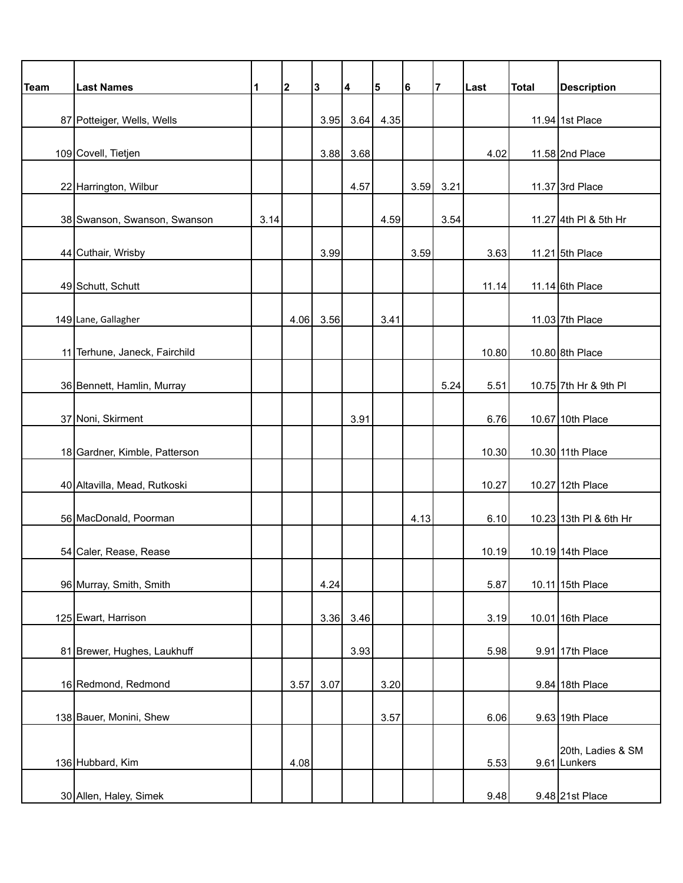| Team | Last Names | 1 | 2 | 3 | 4 | 5 | 6 | 7 | Last | Total | Description |
|---|---|---|---|---|---|---|---|---|---|---|---|
| 87 | Potteiger, Wells, Wells | | | 3.95 | 3.64 | 4.35 | | | | 11.94 | 1st Place |
| 109 | Covell, Tietjen | | | 3.88 | 3.68 | | | | 4.02 | 11.58 | 2nd Place |
| 22 | Harrington, Wilbur | | | | 4.57 | | 3.59 | 3.21 | | 11.37 | 3rd Place |
| 38 | Swanson, Swanson, Swanson | 3.14 | | | | 4.59 | | 3.54 | | 11.27 | 4th Pl & 5th Hr |
| 44 | Cuthair, Wrisby | | | 3.99 | | | 3.59 | | 3.63 | 11.21 | 5th Place |
| 49 | Schutt, Schutt | | | | | | | | 11.14 | 11.14 | 6th Place |
| 149 | Lane, Gallagher | | 4.06 | 3.56 | | 3.41 | | | | 11.03 | 7th Place |
| 11 | Terhune, Janeck, Fairchild | | | | | | | | 10.80 | 10.80 | 8th Place |
| 36 | Bennett, Hamlin, Murray | | | | | | | 5.24 | 5.51 | 10.75 | 7th Hr & 9th Pl |
| 37 | Noni, Skirment | | | | 3.91 | | | | 6.76 | 10.67 | 10th Place |
| 18 | Gardner, Kimble, Patterson | | | | | | | | 10.30 | 10.30 | 11th Place |
| 40 | Altavilla, Mead, Rutkoski | | | | | | | | 10.27 | 10.27 | 12th Place |
| 56 | MacDonald, Poorman | | | | | | 4.13 | | 6.10 | 10.23 | 13th Pl & 6th Hr |
| 54 | Caler, Rease, Rease | | | | | | | | 10.19 | 10.19 | 14th Place |
| 96 | Murray, Smith, Smith | | | 4.24 | | | | | 5.87 | 10.11 | 15th Place |
| 125 | Ewart, Harrison | | | 3.36 | 3.46 | | | | 3.19 | 10.01 | 16th Place |
| 81 | Brewer, Hughes, Laukhuff | | | | 3.93 | | | | 5.98 | 9.91 | 17th Place |
| 16 | Redmond, Redmond | | 3.57 | 3.07 | | 3.20 | | | | 9.84 | 18th Place |
| 138 | Bauer, Monini, Shew | | | | | 3.57 | | | 6.06 | 9.63 | 19th Place |
| 136 | Hubbard, Kim | | 4.08 | | | | | | 5.53 | 9.61 | 20th, Ladies & SM Lunkers |
| 30 | Allen, Haley, Simek | | | | | | | | 9.48 | 9.48 | 21st Place |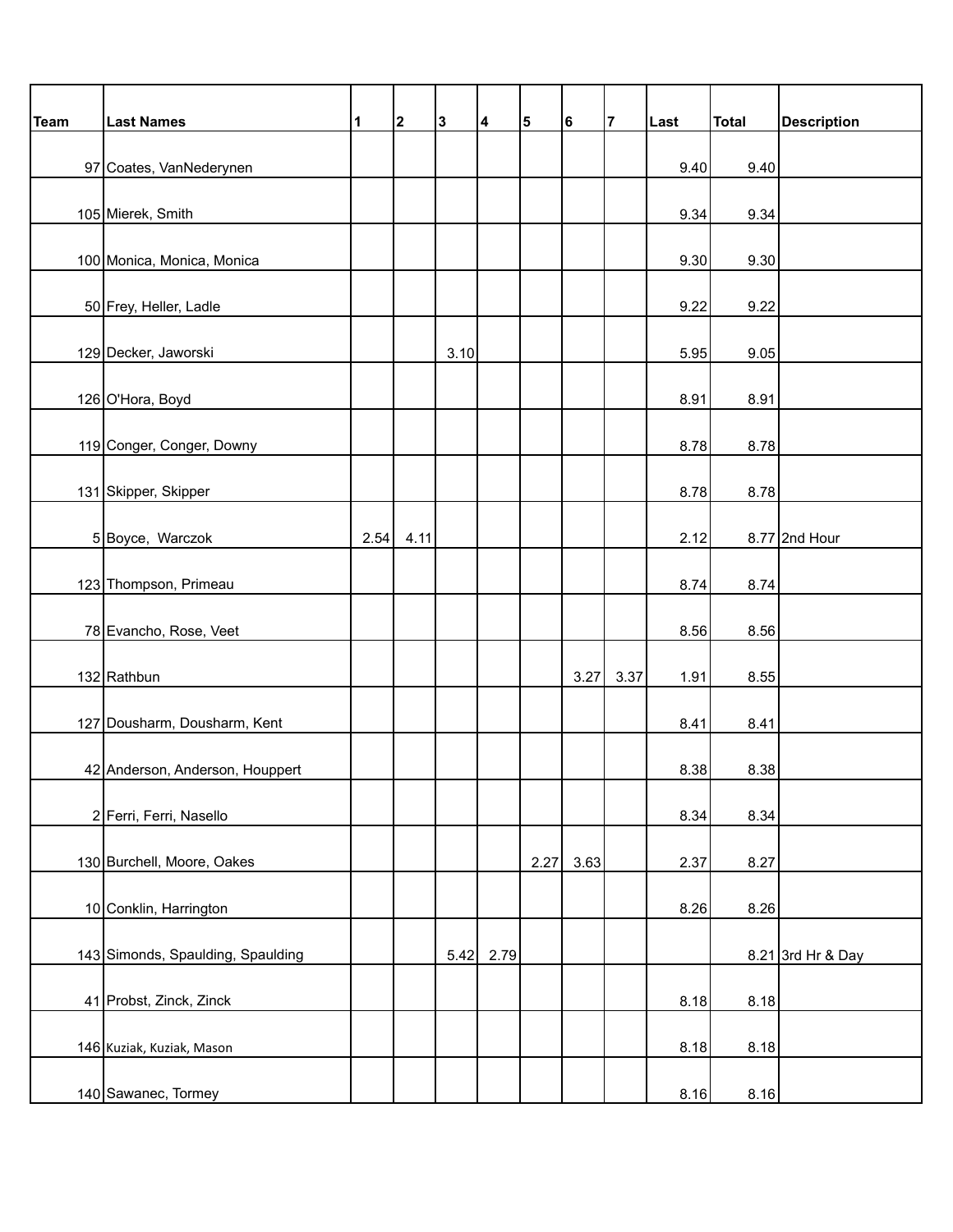| Team | Last Names | 1 | 2 | 3 | 4 | 5 | 6 | 7 | Last | Total | Description |
|---|---|---|---|---|---|---|---|---|---|---|---|
| 97 | Coates, VanNederynen | | | | | | | | 9.40 | 9.40 | |
| 105 | Mierek, Smith | | | | | | | | 9.34 | 9.34 | |
| 100 | Monica, Monica, Monica | | | | | | | | 9.30 | 9.30 | |
| 50 | Frey, Heller, Ladle | | | | | | | | 9.22 | 9.22 | |
| 129 | Decker, Jaworski | | | 3.10 | | | | | 5.95 | 9.05 | |
| 126 | O'Hora, Boyd | | | | | | | | 8.91 | 8.91 | |
| 119 | Conger, Conger, Downy | | | | | | | | 8.78 | 8.78 | |
| 131 | Skipper, Skipper | | | | | | | | 8.78 | 8.78 | |
| 5 | Boyce, Warczok | 2.54 | 4.11 | | | | | | 2.12 | 8.77 | 2nd Hour |
| 123 | Thompson, Primeau | | | | | | | | 8.74 | 8.74 | |
| 78 | Evancho, Rose, Veet | | | | | | | | 8.56 | 8.56 | |
| 132 | Rathbun | | | | | | 3.27 | 3.37 | 1.91 | 8.55 | |
| 127 | Dousharm, Dousharm, Kent | | | | | | | | 8.41 | 8.41 | |
| 42 | Anderson, Anderson, Houppert | | | | | | | | 8.38 | 8.38 | |
| 2 | Ferri, Ferri, Nasello | | | | | | | | 8.34 | 8.34 | |
| 130 | Burchell, Moore, Oakes | | | | | 2.27 | 3.63 | | 2.37 | 8.27 | |
| 10 | Conklin, Harrington | | | | | | | | 8.26 | 8.26 | |
| 143 | Simonds, Spaulding, Spaulding | | | 5.42 | 2.79 | | | | | 8.21 | 3rd Hr & Day |
| 41 | Probst, Zinck, Zinck | | | | | | | | 8.18 | 8.18 | |
| 146 | Kuziak, Kuziak, Mason | | | | | | | | 8.18 | 8.18 | |
| 140 | Sawanec, Tormey | | | | | | | | 8.16 | 8.16 | |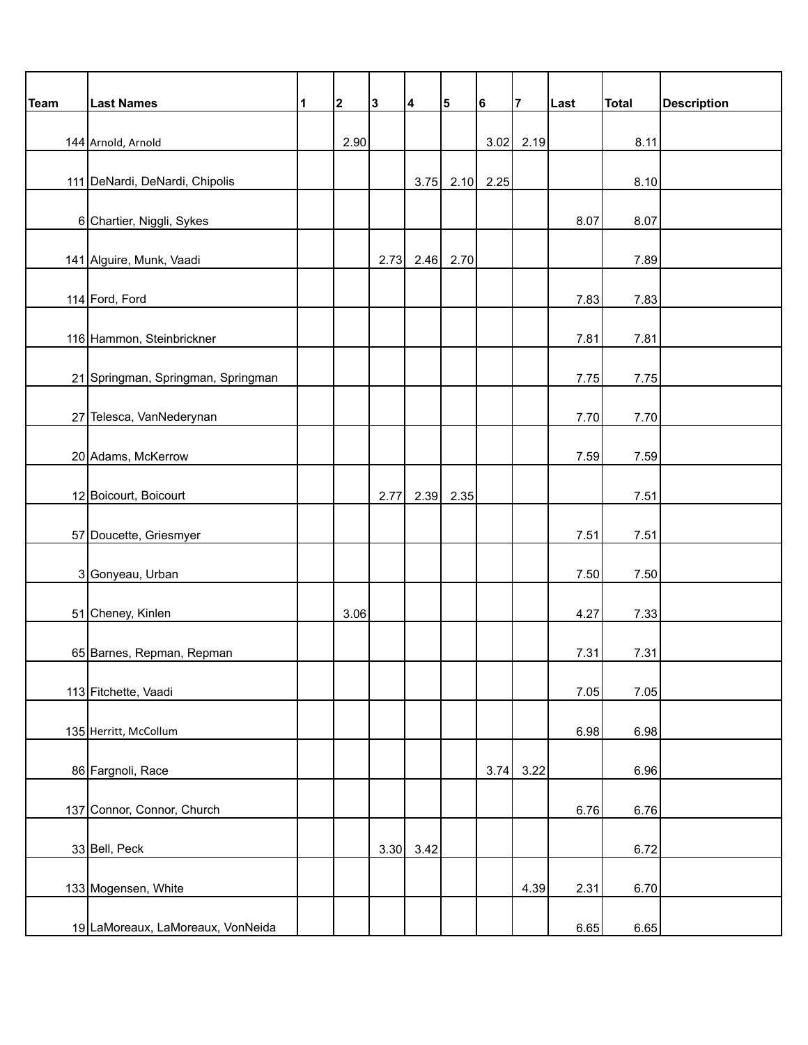| Team | Last Names | 1 | 2 | 3 | 4 | 5 | 6 | 7 | Last | Total | Description |
|---|---|---|---|---|---|---|---|---|---|---|---|
| 144 | Arnold, Arnold | | 2.90 | | | | 3.02 | 2.19 | | 8.11 | |
| 111 | DeNardi, DeNardi, Chipolis | | | | 3.75 | 2.10 | 2.25 | | | 8.10 | |
| 6 | Chartier, Niggli, Sykes | | | | | | | | 8.07 | 8.07 | |
| 141 | Alguire, Munk, Vaadi | | | 2.73 | 2.46 | 2.70 | | | | 7.89 | |
| 114 | Ford, Ford | | | | | | | | 7.83 | 7.83 | |
| 116 | Hammon, Steinbrickner | | | | | | | | 7.81 | 7.81 | |
| 21 | Springman, Springman, Springman | | | | | | | | 7.75 | 7.75 | |
| 27 | Telesca, VanNederynan | | | | | | | | 7.70 | 7.70 | |
| 20 | Adams, McKerrow | | | | | | | | 7.59 | 7.59 | |
| 12 | Boicourt, Boicourt | | | 2.77 | 2.39 | 2.35 | | | | 7.51 | |
| 57 | Doucette, Griesmyer | | | | | | | | 7.51 | 7.51 | |
| 3 | Gonyeau, Urban | | | | | | | | 7.50 | 7.50 | |
| 51 | Cheney, Kinlen | | 3.06 | | | | | | 4.27 | 7.33 | |
| 65 | Barnes, Repman, Repman | | | | | | | | 7.31 | 7.31 | |
| 113 | Fitchette, Vaadi | | | | | | | | 7.05 | 7.05 | |
| 135 | Herritt, McCollum | | | | | | | | 6.98 | 6.98 | |
| 86 | Fargnoli, Race | | | | | | 3.74 | 3.22 | | 6.96 | |
| 137 | Connor, Connor, Church | | | | | | | | 6.76 | 6.76 | |
| 33 | Bell, Peck | | | 3.30 | 3.42 | | | | | 6.72 | |
| 133 | Mogensen, White | | | | | | | 4.39 | 2.31 | 6.70 | |
| 19 | LaMoreaux, LaMoreaux, VonNeida | | | | | | | | 6.65 | 6.65 | |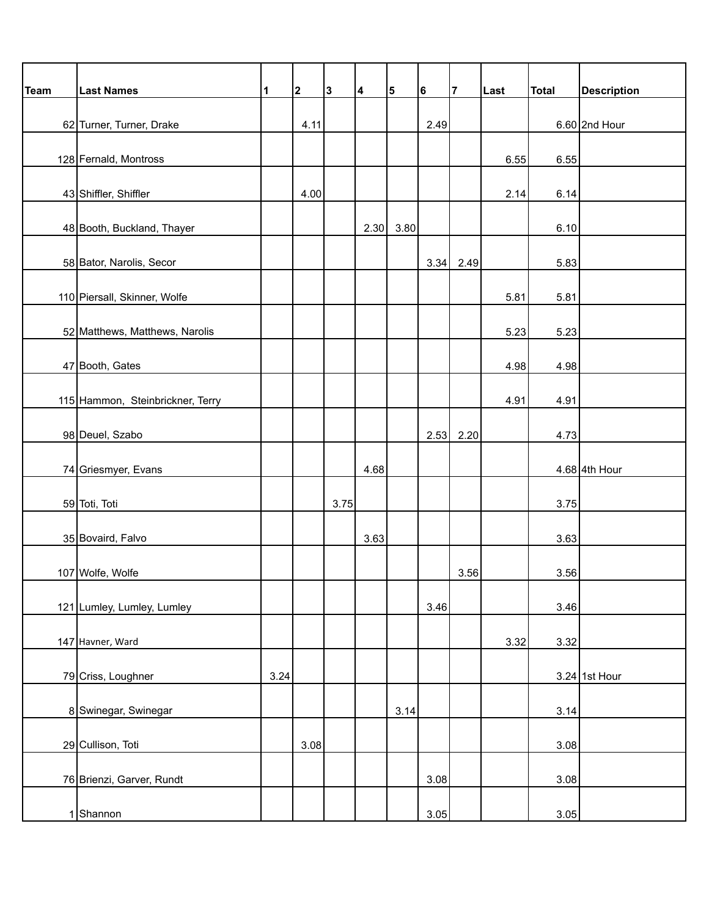| Team | Last Names | 1 | 2 | 3 | 4 | 5 | 6 | 7 | Last | Total | Description |
|---|---|---|---|---|---|---|---|---|---|---|---|
| 62 | Turner, Turner, Drake | | 4.11 | | | | 2.49 | | | 6.60 | 2nd Hour |
| 128 | Fernald, Montross | | | | | | | | 6.55 | 6.55 | |
| 43 | Shiffler, Shiffler | | 4.00 | | | | | | 2.14 | 6.14 | |
| 48 | Booth, Buckland, Thayer | | | | 2.30 | 3.80 | | | | 6.10 | |
| 58 | Bator, Narolis, Secor | | | | | | 3.34 | 2.49 | | 5.83 | |
| 110 | Piersall, Skinner, Wolfe | | | | | | | | 5.81 | 5.81 | |
| 52 | Matthews, Matthews, Narolis | | | | | | | | 5.23 | 5.23 | |
| 47 | Booth, Gates | | | | | | | | 4.98 | 4.98 | |
| 115 | Hammon, Steinbrickner, Terry | | | | | | | | 4.91 | 4.91 | |
| 98 | Deuel, Szabo | | | | | | 2.53 | 2.20 | | 4.73 | |
| 74 | Griesmyer, Evans | | | | 4.68 | | | | | 4.68 | 4th Hour |
| 59 | Toti, Toti | | | 3.75 | | | | | | 3.75 | |
| 35 | Bovaird, Falvo | | | | 3.63 | | | | | 3.63 | |
| 107 | Wolfe, Wolfe | | | | | | | 3.56 | | 3.56 | |
| 121 | Lumley, Lumley, Lumley | | | | | | 3.46 | | | 3.46 | |
| 147 | Havner, Ward | | | | | | | | 3.32 | 3.32 | |
| 79 | Criss, Loughner | 3.24 | | | | | | | | 3.24 | 1st Hour |
| 8 | Swinegar, Swinegar | | | | | 3.14 | | | | 3.14 | |
| 29 | Cullison, Toti | | 3.08 | | | | | | | 3.08 | |
| 76 | Brienzi, Garver, Rundt | | | | | | 3.08 | | | 3.08 | |
| 1 | Shannon | | | | | | 3.05 | | | 3.05 | |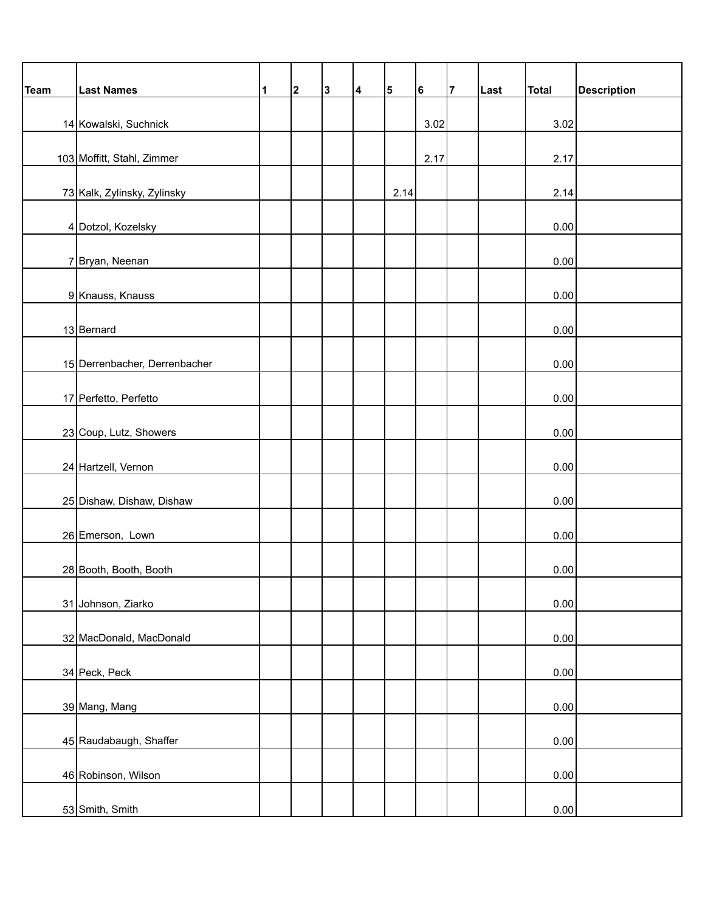| Team | Last Names | 1 | 2 | 3 | 4 | 5 | 6 | 7 | Last | Total | Description |
|---|---|---|---|---|---|---|---|---|---|---|---|
| 14 | Kowalski, Suchnick | | | | | | 3.02 | | | 3.02 | |
| 103 | Moffitt, Stahl, Zimmer | | | | | | 2.17 | | | 2.17 | |
| 73 | Kalk, Zylinsky, Zylinsky | | | | | 2.14 | | | | 2.14 | |
| 4 | Dotzol, Kozelsky | | | | | | | | | 0.00 | |
| 7 | Bryan, Neenan | | | | | | | | | 0.00 | |
| 9 | Knauss, Knauss | | | | | | | | | 0.00 | |
| 13 | Bernard | | | | | | | | | 0.00 | |
| 15 | Derrenbacher, Derrenbacher | | | | | | | | | 0.00 | |
| 17 | Perfetto, Perfetto | | | | | | | | | 0.00 | |
| 23 | Coup, Lutz, Showers | | | | | | | | | 0.00 | |
| 24 | Hartzell, Vernon | | | | | | | | | 0.00 | |
| 25 | Dishaw, Dishaw, Dishaw | | | | | | | | | 0.00 | |
| 26 | Emerson, Lown | | | | | | | | | 0.00 | |
| 28 | Booth, Booth, Booth | | | | | | | | | 0.00 | |
| 31 | Johnson, Ziarko | | | | | | | | | 0.00 | |
| 32 | MacDonald, MacDonald | | | | | | | | | 0.00 | |
| 34 | Peck, Peck | | | | | | | | | 0.00 | |
| 39 | Mang, Mang | | | | | | | | | 0.00 | |
| 45 | Raudabaugh, Shaffer | | | | | | | | | 0.00 | |
| 46 | Robinson, Wilson | | | | | | | | | 0.00 | |
| 53 | Smith, Smith | | | | | | | | | 0.00 | |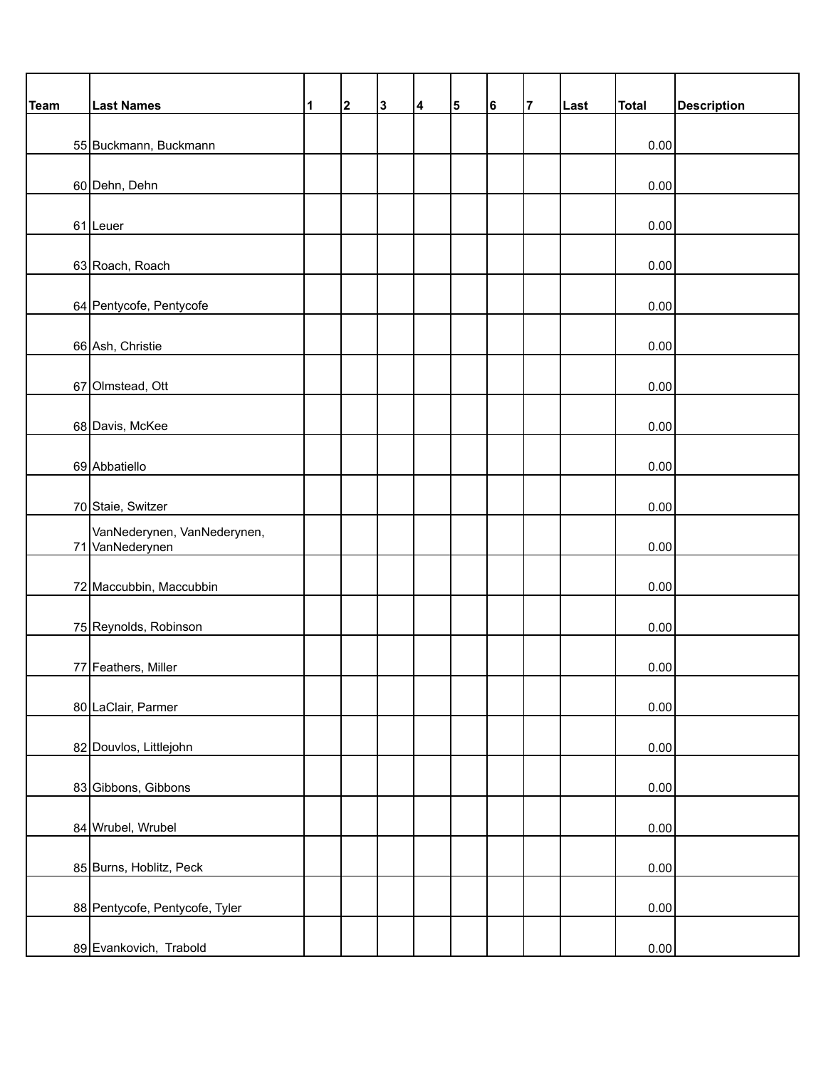| Team | Last Names | 1 | 2 | 3 | 4 | 5 | 6 | 7 | Last | Total | Description |
|---|---|---|---|---|---|---|---|---|---|---|---|
| 55 | Buckmann, Buckmann | | | | | | | | | 0.00 | |
| 60 | Dehn, Dehn | | | | | | | | | 0.00 | |
| 61 | Leuer | | | | | | | | | 0.00 | |
| 63 | Roach, Roach | | | | | | | | | 0.00 | |
| 64 | Pentycofe, Pentycofe | | | | | | | | | 0.00 | |
| 66 | Ash, Christie | | | | | | | | | 0.00 | |
| 67 | Olmstead, Ott | | | | | | | | | 0.00 | |
| 68 | Davis, McKee | | | | | | | | | 0.00 | |
| 69 | Abbatiello | | | | | | | | | 0.00 | |
| 70 | Staie, Switzer | | | | | | | | | 0.00 | |
| 71 | VanNederynen, VanNederynen, VanNederynen | | | | | | | | | 0.00 | |
| 72 | Maccubbin, Maccubbin | | | | | | | | | 0.00 | |
| 75 | Reynolds, Robinson | | | | | | | | | 0.00 | |
| 77 | Feathers, Miller | | | | | | | | | 0.00 | |
| 80 | LaClair, Parmer | | | | | | | | | 0.00 | |
| 82 | Douvlos, Littlejohn | | | | | | | | | 0.00 | |
| 83 | Gibbons, Gibbons | | | | | | | | | 0.00 | |
| 84 | Wrubel, Wrubel | | | | | | | | | 0.00 | |
| 85 | Burns, Hoblitz, Peck | | | | | | | | | 0.00 | |
| 88 | Pentycofe, Pentycofe, Tyler | | | | | | | | | 0.00 | |
| 89 | Evankovich, Trabold | | | | | | | | | 0.00 | |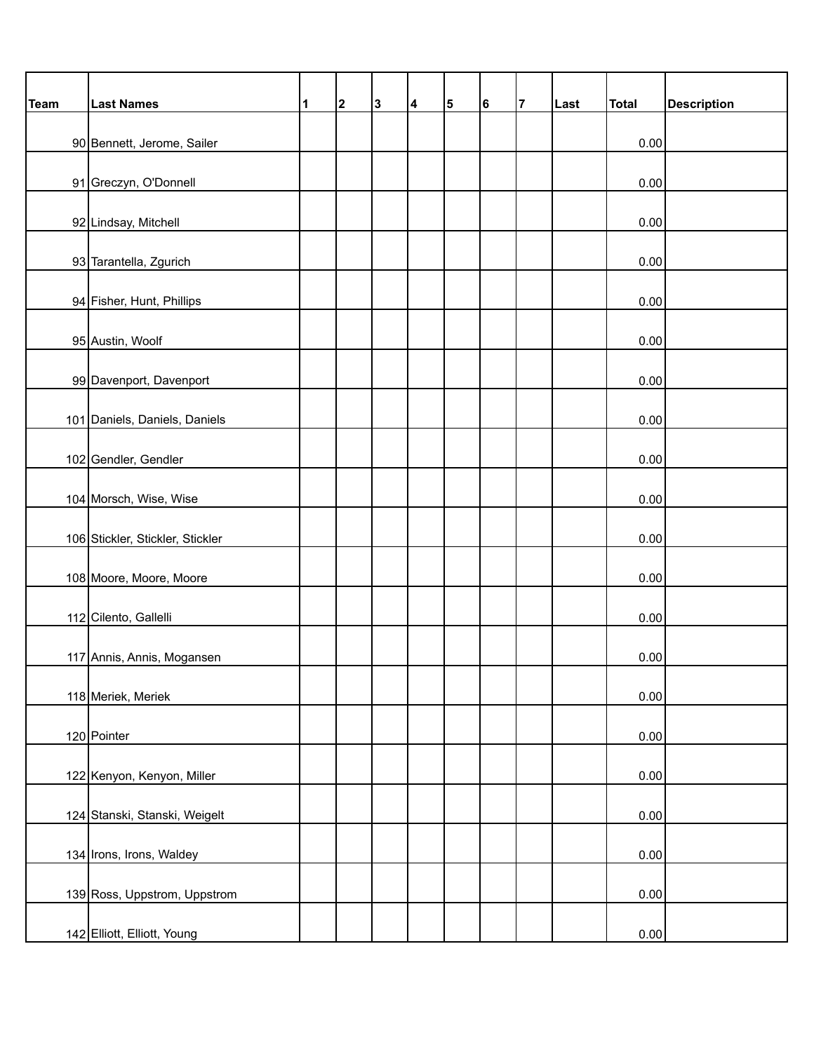| Team | Last Names | 1 | 2 | 3 | 4 | 5 | 6 | 7 | Last | Total | Description |
|---|---|---|---|---|---|---|---|---|---|---|---|
| 90 | Bennett, Jerome, Sailer | | | | | | | | | 0.00 | |
| 91 | Greczyn, O'Donnell | | | | | | | | | 0.00 | |
| 92 | Lindsay, Mitchell | | | | | | | | | 0.00 | |
| 93 | Tarantella, Zgurich | | | | | | | | | 0.00 | |
| 94 | Fisher, Hunt, Phillips | | | | | | | | | 0.00 | |
| 95 | Austin, Woolf | | | | | | | | | 0.00 | |
| 99 | Davenport, Davenport | | | | | | | | | 0.00 | |
| 101 | Daniels, Daniels, Daniels | | | | | | | | | 0.00 | |
| 102 | Gendler, Gendler | | | | | | | | | 0.00 | |
| 104 | Morsch, Wise, Wise | | | | | | | | | 0.00 | |
| 106 | Stickler, Stickler, Stickler | | | | | | | | | 0.00 | |
| 108 | Moore, Moore, Moore | | | | | | | | | 0.00 | |
| 112 | Cilento, Gallelli | | | | | | | | | 0.00 | |
| 117 | Annis, Annis, Mogansen | | | | | | | | | 0.00 | |
| 118 | Meriek, Meriek | | | | | | | | | 0.00 | |
| 120 | Pointer | | | | | | | | | 0.00 | |
| 122 | Kenyon, Kenyon, Miller | | | | | | | | | 0.00 | |
| 124 | Stanski, Stanski, Weigelt | | | | | | | | | 0.00 | |
| 134 | Irons, Irons, Waldey | | | | | | | | | 0.00 | |
| 139 | Ross, Uppstrom, Uppstrom | | | | | | | | | 0.00 | |
| 142 | Elliott, Elliott, Young | | | | | | | | | 0.00 | |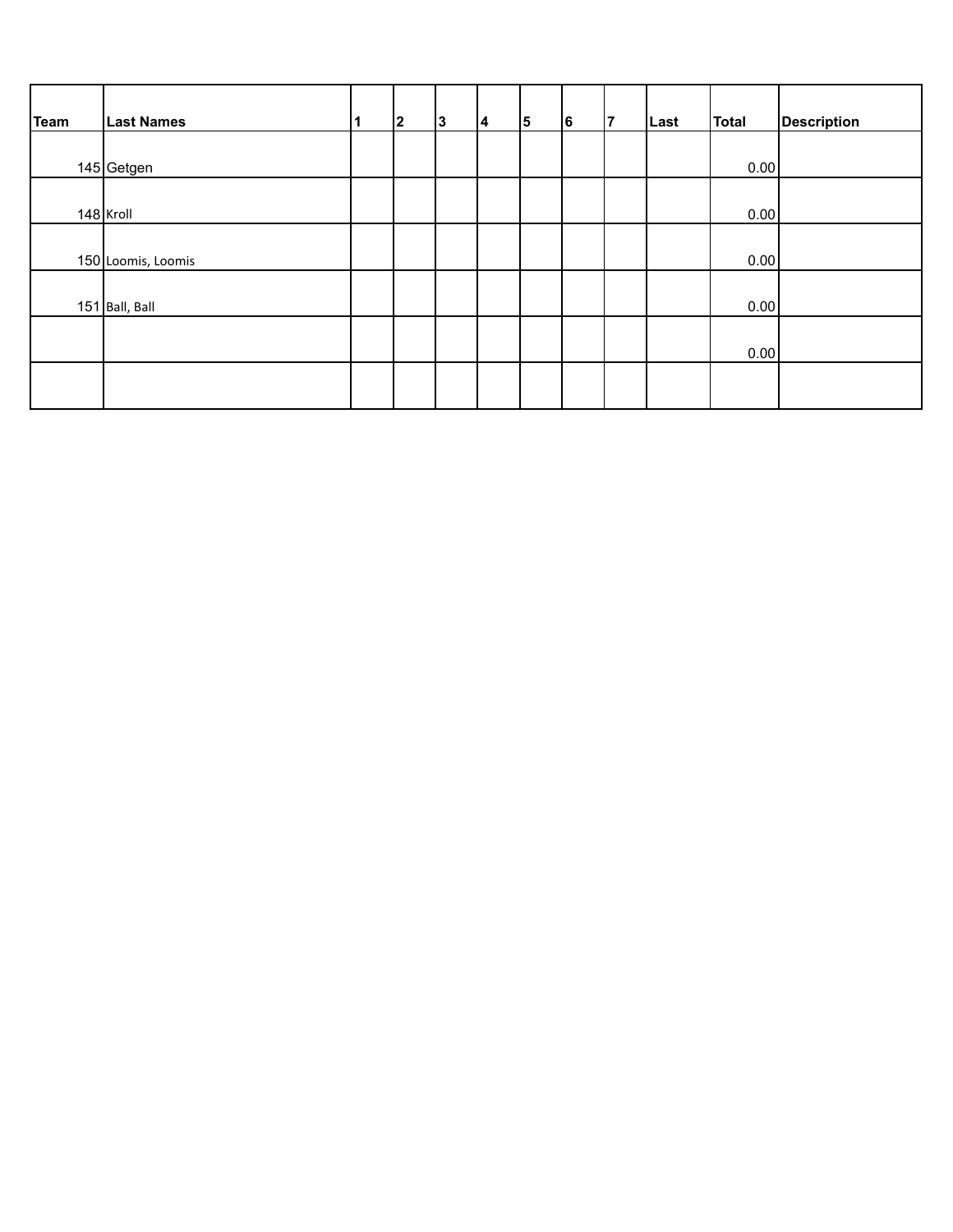| Team | Last Names | 1 | 2 | 3 | 4 | 5 | 6 | 7 | Last | Total | Description |
|---|---|---|---|---|---|---|---|---|---|---|---|
| 145 | Getgen | | | | | | | | | 0.00 | |
| 148 | Kroll | | | | | | | | | 0.00 | |
| 150 | Loomis, Loomis | | | | | | | | | 0.00 | |
| 151 | Ball, Ball | | | | | | | | | 0.00 | |
| | | | | | | | | | | 0.00 | |
| | | | | | | | | | | | |